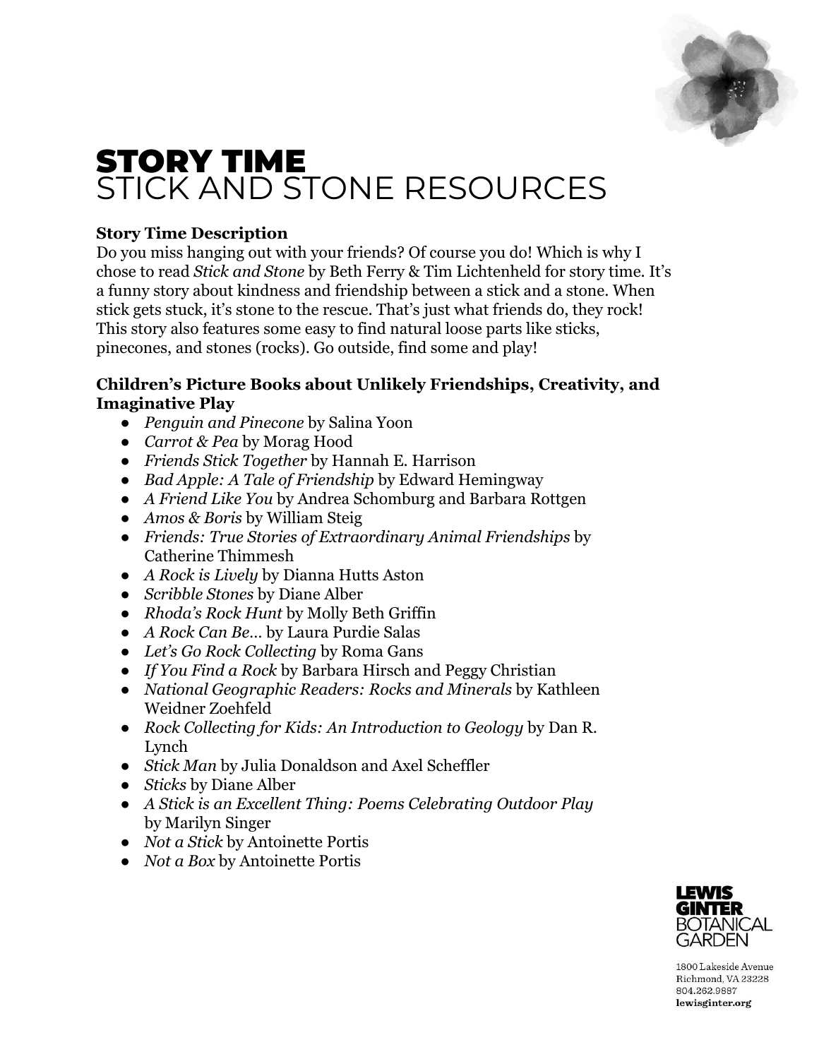# STORY TIME
## STICK AND STONE RESOURCES

**Story Time Description**

Do you miss hanging out with your friends? Of course you do! Which is why I chose to read *Stick and Stone* by Beth Ferry & Tim Lichtenheld for story time. It's a funny story about kindness and friendship between a stick and a stone. When stick gets stuck, it's stone to the rescue. That's just what friends do, they rock! This story also features some easy to find natural loose parts like sticks, pinecones, and stones (rocks). Go outside, find some and play!

**Children's Picture Books about Unlikely Friendships, Creativity, and Imaginative Play**

- *Penguin and Pinecone* by Salina Yoon
- *Carrot & Pea* by Morag Hood
- *Friends Stick Together* by Hannah E. Harrison
- *Bad Apple: A Tale of Friendship* by Edward Hemingway
- *A Friend Like You* by Andrea Schomburg and Barbara Rottgen
- *Amos & Boris* by William Steig
- *Friends: True Stories of Extraordinary Animal Friendships* by Catherine Thimmesh
- *A Rock is Lively* by Dianna Hutts Aston
- *Scribble Stones* by Diane Alber
- *Rhoda's Rock Hunt* by Molly Beth Griffin
- *A Rock Can Be…* by Laura Purdie Salas
- *Let's Go Rock Collecting* by Roma Gans
- *If You Find a Rock* by Barbara Hirsch and Peggy Christian
- *National Geographic Readers: Rocks and Minerals* by Kathleen Weidner Zoehfeld
- *Rock Collecting for Kids: An Introduction to Geology* by Dan R. Lynch
- *Stick Man* by Julia Donaldson and Axel Scheffler
- *Sticks* by Diane Alber
- *A Stick is an Excellent Thing: Poems Celebrating Outdoor Play* by Marilyn Singer
- *Not a Stick* by Antoinette Portis
- *Not a Box* by Antoinette Portis

LEWIS GINTER BOTANICAL GARDEN

1800 Lakeside Avenue
Richmond, VA 23228
804.262.9887
**lewisginter.org**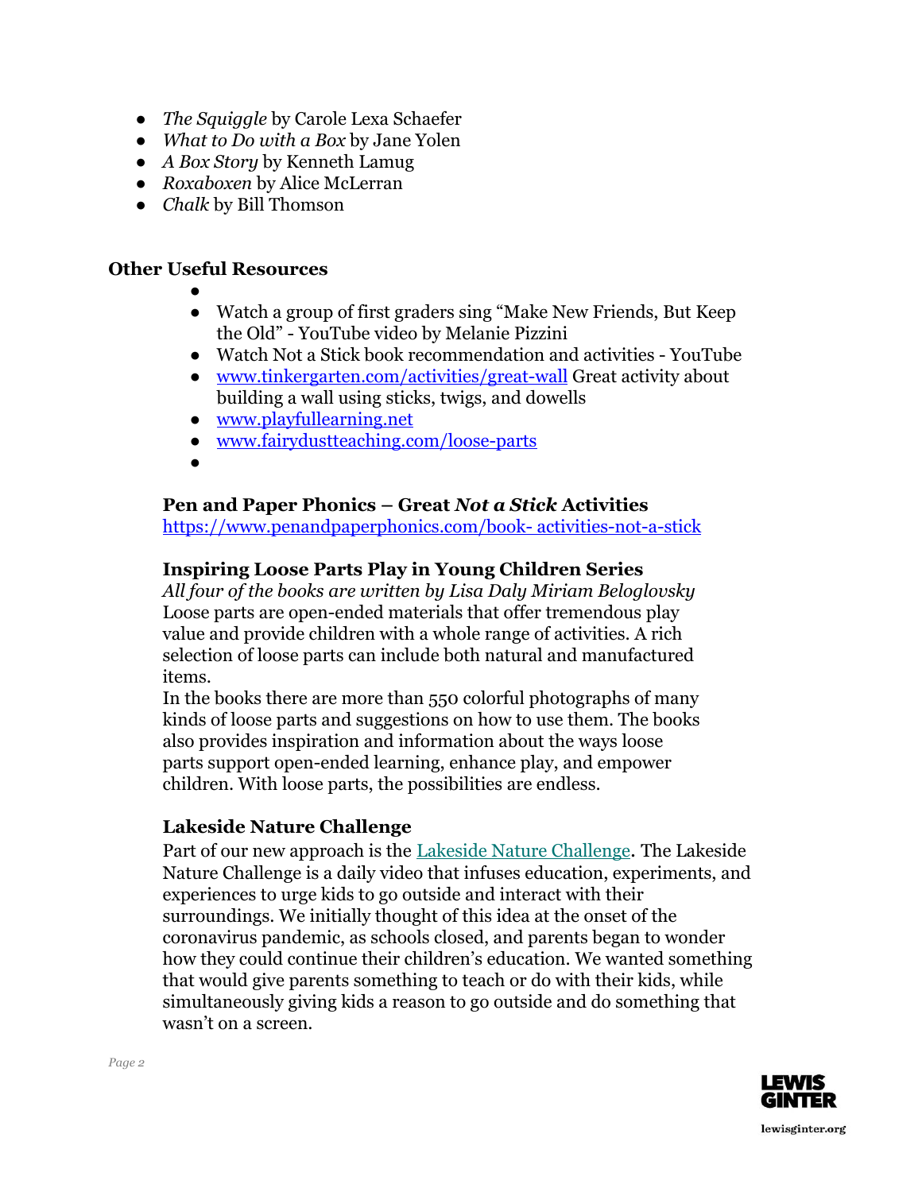- *The Squiggle* by Carole Lexa Schaefer
- *What to Do with a Box* by Jane Yolen
- *A Box Story* by Kenneth Lamug
- *Roxaboxen* by Alice McLerran
- *Chalk* by Bill Thomson

### Other Useful Resources

- Watch a group of first graders sing "Make New Friends, But Keep the Old" - YouTube video by Melanie Pizzini
- Watch Not a Stick book recommendation and activities - YouTube
- [www.tinkergarten.com/activities/great-wall](www.tinkergarten.com/activities/great-wall) Great activity about building a wall using sticks, twigs, and dowells
- [www.playfullearning.net](www.playfullearning.net)
- [www.fairydustteaching.com/loose-parts](www.fairydustteaching.com/loose-parts)

**Pen and Paper Phonics – Great *Not a Stick* Activities**
[https://www.penandpaperphonics.com/book- activities-not-a-stick](https://www.penandpaperphonics.com/book-activities-not-a-stick)

**Inspiring Loose Parts Play in Young Children Series**
*All four of the books are written by Lisa Daly Miriam Beloglovsky*
Loose parts are open-ended materials that offer tremendous play value and provide children with a whole range of activities. A rich selection of loose parts can include both natural and manufactured items.
In the books there are more than 550 colorful photographs of many kinds of loose parts and suggestions on how to use them. The books also provides inspiration and information about the ways loose parts support open-ended learning, enhance play, and empower children. With loose parts, the possibilities are endless.

**Lakeside Nature Challenge**
Part of our new approach is the Lakeside Nature Challenge. The Lakeside Nature Challenge is a daily video that infuses education, experiments, and experiences to urge kids to go outside and interact with their surroundings. We initially thought of this idea at the onset of the coronavirus pandemic, as schools closed, and parents began to wonder how they could continue their children's education. We wanted something that would give parents something to teach or do with their kids, while simultaneously giving kids a reason to go outside and do something that wasn't on a screen.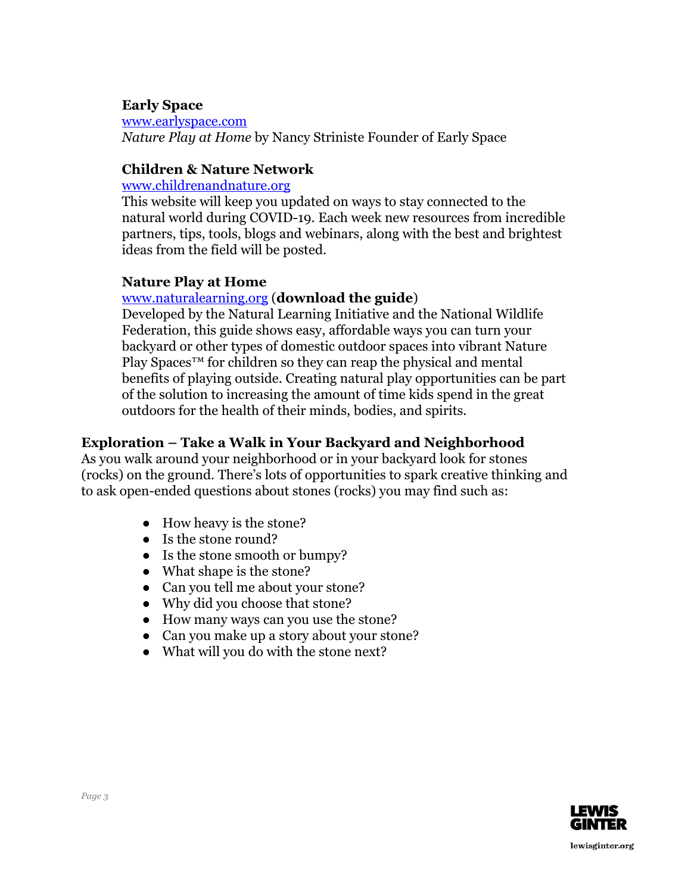**Early Space**
www.earlyspace.com
*Nature Play at Home* by Nancy Striniste Founder of Early Space

**Children & Nature Network**
www.childrenandnature.org
This website will keep you updated on ways to stay connected to the natural world during COVID-19. Each week new resources from incredible partners, tips, tools, blogs and webinars, along with the best and brightest ideas from the field will be posted.

**Nature Play at Home**
www.naturalearning.org (**download the guide**)
Developed by the Natural Learning Initiative and the National Wildlife Federation, this guide shows easy, affordable ways you can turn your backyard or other types of domestic outdoor spaces into vibrant Nature Play Spaces™ for children so they can reap the physical and mental benefits of playing outside. Creating natural play opportunities can be part of the solution to increasing the amount of time kids spend in the great outdoors for the health of their minds, bodies, and spirits.

## Exploration – Take a Walk in Your Backyard and Neighborhood

As you walk around your neighborhood or in your backyard look for stones (rocks) on the ground. There's lots of opportunities to spark creative thinking and to ask open-ended questions about stones (rocks) you may find such as:

- How heavy is the stone?
- Is the stone round?
- Is the stone smooth or bumpy?
- What shape is the stone?
- Can you tell me about your stone?
- Why did you choose that stone?
- How many ways can you use the stone?
- Can you make up a story about your stone?
- What will you do with the stone next?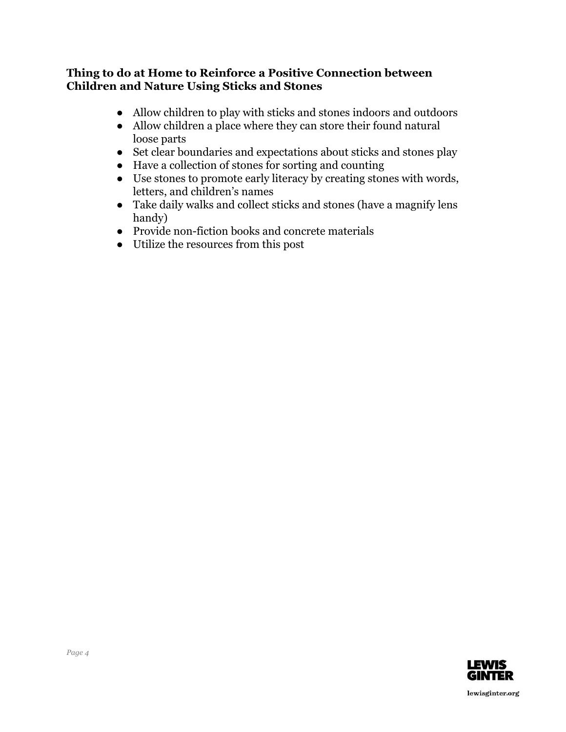**Thing to do at Home to Reinforce a Positive Connection between Children and Nature Using Sticks and Stones**

- Allow children to play with sticks and stones indoors and outdoors
- Allow children a place where they can store their found natural loose parts
- Set clear boundaries and expectations about sticks and stones play
- Have a collection of stones for sorting and counting
- Use stones to promote early literacy by creating stones with words, letters, and children's names
- Take daily walks and collect sticks and stones (have a magnify lens handy)
- Provide non-fiction books and concrete materials
- Utilize the resources from this post